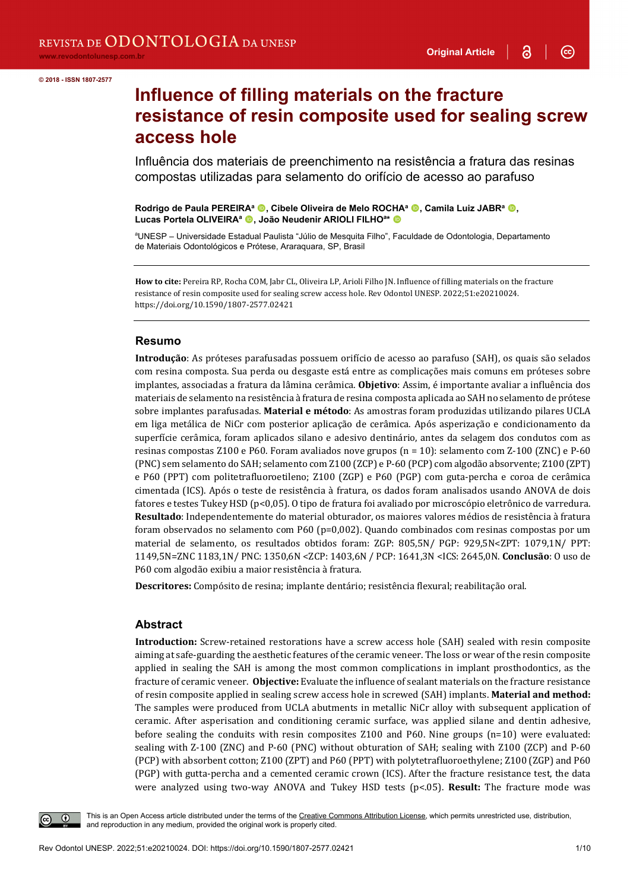© 2018 - ISSN 1807-2577

# Influence of filling materials on the fracture resistance of resin composite used for sealing screw access hole

Influência dos materiais de preenchimento na resistência a fratura das resinas compostas utilizadas para selamento do orifício de acesso ao parafuso

**Rodrigo de Paula PEREIRA**[a], **Cibele Oliveira de Melo ROCHA**[a], **Camila Luiz JABR**[a], **Lucas Portela OLIVEIRA**[a], **João Neudenir ARIOLI FILHO**[a]*

[a]UNESP – Universidade Estadual Paulista "Júlio de Mesquita Filho", Faculdade de Odontologia, Departamento de Materiais Odontológicos e Prótese, Araraquara, SP, Brasil

**How to cite:** Pereira RP, Rocha COM, Jabr CL, Oliveira LP, Arioli Filho JN. Influence of filling materials on the fracture resistance of resin composite used for sealing screw access hole. Rev Odontol UNESP. 2022;51:e20210024. https://doi.org/10.1590/1807-2577.02421

## Resumo

**Introdução**: As próteses parafusadas possuem orifício de acesso ao parafuso (SAH), os quais são selados com resina composta. Sua perda ou desgaste está entre as complicações mais comuns em próteses sobre implantes, associadas a fratura da lâmina cerâmica. **Objetivo**: Assim, é importante avaliar a influência dos materiais de selamento na resistência à fratura de resina composta aplicada ao SAH no selamento de prótese sobre implantes parafusadas. **Material e método**: As amostras foram produzidas utilizando pilares UCLA em liga metálica de NiCr com posterior aplicação de cerâmica. Após asperização e condicionamento da superfície cerâmica, foram aplicados silano e adesivo dentinário, antes da selagem dos condutos com as resinas compostas Z100 e P60. Foram avaliados nove grupos (n = 10): selamento com Z-100 (ZNC) e P-60 (PNC) sem selamento do SAH; selamento com Z100 (ZCP) e P-60 (PCP) com algodão absorvente; Z100 (ZPT) e P60 (PPT) com politetrafluoroetileno; Z100 (ZGP) e P60 (PGP) com guta-percha e coroa de cerâmica cimentada (ICS). Após o teste de resistência à fratura, os dados foram analisados usando ANOVA de dois fatores e testes Tukey HSD (p<0,05). O tipo de fratura foi avaliado por microscópio eletrônico de varredura. **Resultado**: Independentemente do material obturador, os maiores valores médios de resistência à fratura foram observados no selamento com P60 (p=0,002). Quando combinados com resinas compostas por um material de selamento, os resultados obtidos foram: ZGP: 805,5N/ PGP: 929,5N<ZPT: 1079,1N/ PPT: 1149,5N=ZNC 1183,1N/ PNC: 1350,6N <ZCP: 1403,6N / PCP: 1641,3N <ICS: 2645,0N. **Conclusão**: O uso de P60 com algodão exibiu a maior resistência à fratura.

**Descritores:** Compósito de resina; implante dentário; resistência flexural; reabilitação oral.

## Abstract

**Introduction:** Screw-retained restorations have a screw access hole (SAH) sealed with resin composite aiming at safe-guarding the aesthetic features of the ceramic veneer. The loss or wear of the resin composite applied in sealing the SAH is among the most common complications in implant prosthodontics, as the fracture of ceramic veneer. **Objective:** Evaluate the influence of sealant materials on the fracture resistance of resin composite applied in sealing screw access hole in screwed (SAH) implants. **Material and method:** The samples were produced from UCLA abutments in metallic NiCr alloy with subsequent application of ceramic. After asperisation and conditioning ceramic surface, was applied silane and dentin adhesive, before sealing the conduits with resin composites Z100 and P60. Nine groups (n=10) were evaluated: sealing with Z-100 (ZNC) and P-60 (PNC) without obturation of SAH; sealing with Z100 (ZCP) and P-60 (PCP) with absorbent cotton; Z100 (ZPT) and P60 (PPT) with polytetrafluoroethylene; Z100 (ZGP) and P60 (PGP) with gutta-percha and a cemented ceramic crown (ICS). After the fracture resistance test, the data were analyzed using two-way ANOVA and Tukey HSD tests (p<.05). **Result:** The fracture mode was

This is an Open Access article distributed under the terms of the Creative Commons Attribution License, which permits unrestricted use, distribution, and reproduction in any medium, provided the original work is properly cited.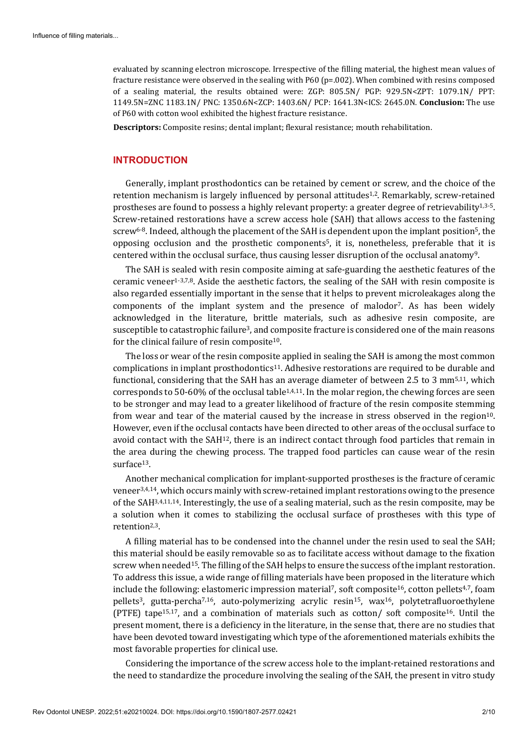evaluated by scanning electron microscope. Irrespective of the filling material, the highest mean values of fracture resistance were observed in the sealing with P60 (p=.002). When combined with resins composed of a sealing material, the results obtained were: ZGP: 805.5N/ PGP: 929.5N<ZPT: 1079.1N/ PPT: 1149.5N=ZNC 1183.1N/ PNC: 1350.6N<ZCP: 1403.6N/ PCP: 1641.3N<ICS: 2645.0N. **Conclusion:** The use of P60 with cotton wool exhibited the highest fracture resistance.

**Descriptors:** Composite resins; dental implant; flexural resistance; mouth rehabilitation.

## INTRODUCTION

Generally, implant prosthodontics can be retained by cement or screw, and the choice of the retention mechanism is largely influenced by personal attitudes[1,2]. Remarkably, screw-retained prostheses are found to possess a highly relevant property: a greater degree of retrievability[1,3-5]. Screw-retained restorations have a screw access hole (SAH) that allows access to the fastening screw[6-8]. Indeed, although the placement of the SAH is dependent upon the implant position[5], the opposing occlusion and the prosthetic components[5], it is, nonetheless, preferable that it is centered within the occlusal surface, thus causing lesser disruption of the occlusal anatomy[9].

The SAH is sealed with resin composite aiming at safe-guarding the aesthetic features of the ceramic veneer[1-3,7,8]. Aside the aesthetic factors, the sealing of the SAH with resin composite is also regarded essentially important in the sense that it helps to prevent microleakages along the components of the implant system and the presence of malodor[7]. As has been widely acknowledged in the literature, brittle materials, such as adhesive resin composite, are susceptible to catastrophic failure[3], and composite fracture is considered one of the main reasons for the clinical failure of resin composite[10].

The loss or wear of the resin composite applied in sealing the SAH is among the most common complications in implant prosthodontics[11]. Adhesive restorations are required to be durable and functional, considering that the SAH has an average diameter of between 2.5 to 3 mm[5,11], which corresponds to 50-60% of the occlusal table[1,4,11]. In the molar region, the chewing forces are seen to be stronger and may lead to a greater likelihood of fracture of the resin composite stemming from wear and tear of the material caused by the increase in stress observed in the region[10]. However, even if the occlusal contacts have been directed to other areas of the occlusal surface to avoid contact with the SAH[12], there is an indirect contact through food particles that remain in the area during the chewing process. The trapped food particles can cause wear of the resin surface[13].

Another mechanical complication for implant-supported prostheses is the fracture of ceramic veneer[3,4,14], which occurs mainly with screw-retained implant restorations owing to the presence of the SAH[3,4,11,14]. Interestingly, the use of a sealing material, such as the resin composite, may be a solution when it comes to stabilizing the occlusal surface of prostheses with this type of retention[2,3].

A filling material has to be condensed into the channel under the resin used to seal the SAH; this material should be easily removable so as to facilitate access without damage to the fixation screw when needed[15]. The filling of the SAH helps to ensure the success of the implant restoration. To address this issue, a wide range of filling materials have been proposed in the literature which include the following: elastomeric impression material[7], soft composite[16], cotton pellets[4,7], foam pellets[3], gutta-percha[7,16], auto-polymerizing acrylic resin[15], wax[16], polytetrafluoroethylene (PTFE) tape[15,17], and a combination of materials such as cotton/ soft composite[16]. Until the present moment, there is a deficiency in the literature, in the sense that, there are no studies that have been devoted toward investigating which type of the aforementioned materials exhibits the most favorable properties for clinical use.

Considering the importance of the screw access hole to the implant-retained restorations and the need to standardize the procedure involving the sealing of the SAH, the present in vitro study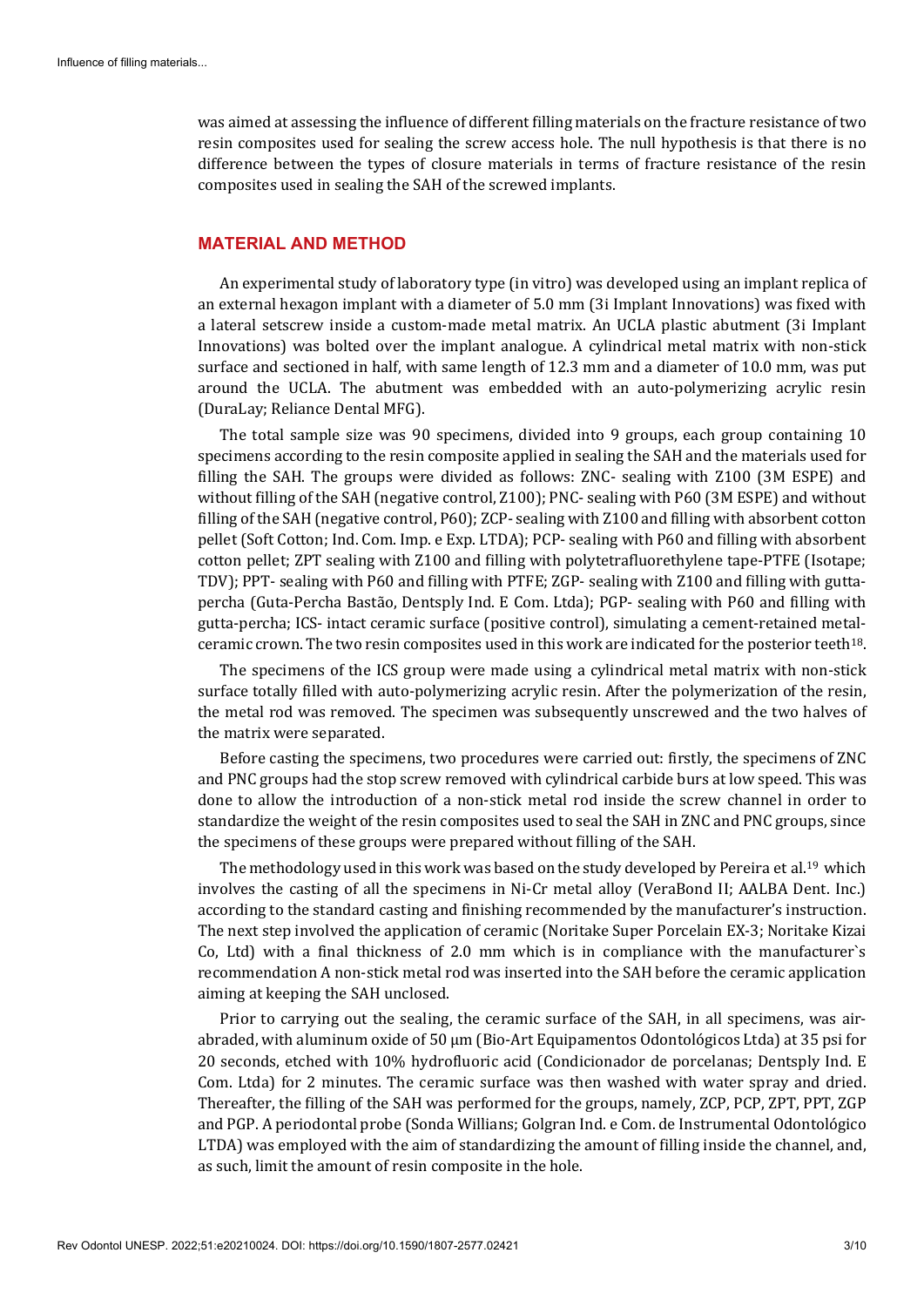was aimed at assessing the influence of different filling materials on the fracture resistance of two resin composites used for sealing the screw access hole. The null hypothesis is that there is no difference between the types of closure materials in terms of fracture resistance of the resin composites used in sealing the SAH of the screwed implants.

## MATERIAL AND METHOD

An experimental study of laboratory type (in vitro) was developed using an implant replica of an external hexagon implant with a diameter of 5.0 mm (3i Implant Innovations) was fixed with a lateral setscrew inside a custom-made metal matrix. An UCLA plastic abutment (3i Implant Innovations) was bolted over the implant analogue. A cylindrical metal matrix with non-stick surface and sectioned in half, with same length of 12.3 mm and a diameter of 10.0 mm, was put around the UCLA. The abutment was embedded with an auto-polymerizing acrylic resin (DuraLay; Reliance Dental MFG).

The total sample size was 90 specimens, divided into 9 groups, each group containing 10 specimens according to the resin composite applied in sealing the SAH and the materials used for filling the SAH. The groups were divided as follows: ZNC- sealing with Z100 (3M ESPE) and without filling of the SAH (negative control, Z100); PNC- sealing with P60 (3M ESPE) and without filling of the SAH (negative control, P60); ZCP- sealing with Z100 and filling with absorbent cotton pellet (Soft Cotton; Ind. Com. Imp. e Exp. LTDA); PCP- sealing with P60 and filling with absorbent cotton pellet; ZPT sealing with Z100 and filling with polytetrafluorethylene tape-PTFE (Isotape; TDV); PPT- sealing with P60 and filling with PTFE; ZGP- sealing with Z100 and filling with gutta-percha (Guta-Percha Bastão, Dentsply Ind. E Com. Ltda); PGP- sealing with P60 and filling with gutta-percha; ICS- intact ceramic surface (positive control), simulating a cement-retained metal-ceramic crown. The two resin composites used in this work are indicated for the posterior teeth[18].

The specimens of the ICS group were made using a cylindrical metal matrix with non-stick surface totally filled with auto-polymerizing acrylic resin. After the polymerization of the resin, the metal rod was removed. The specimen was subsequently unscrewed and the two halves of the matrix were separated.

Before casting the specimens, two procedures were carried out: firstly, the specimens of ZNC and PNC groups had the stop screw removed with cylindrical carbide burs at low speed. This was done to allow the introduction of a non-stick metal rod inside the screw channel in order to standardize the weight of the resin composites used to seal the SAH in ZNC and PNC groups, since the specimens of these groups were prepared without filling of the SAH.

The methodology used in this work was based on the study developed by Pereira et al.[19] which involves the casting of all the specimens in Ni-Cr metal alloy (VeraBond II; AALBA Dent. Inc.) according to the standard casting and finishing recommended by the manufacturer's instruction. The next step involved the application of ceramic (Noritake Super Porcelain EX-3; Noritake Kizai Co, Ltd) with a final thickness of 2.0 mm which is in compliance with the manufacturer`s recommendation A non-stick metal rod was inserted into the SAH before the ceramic application aiming at keeping the SAH unclosed.

Prior to carrying out the sealing, the ceramic surface of the SAH, in all specimens, was air-abraded, with aluminum oxide of 50 µm (Bio-Art Equipamentos Odontológicos Ltda) at 35 psi for 20 seconds, etched with 10% hydrofluoric acid (Condicionador de porcelanas; Dentsply Ind. E Com. Ltda) for 2 minutes. The ceramic surface was then washed with water spray and dried. Thereafter, the filling of the SAH was performed for the groups, namely, ZCP, PCP, ZPT, PPT, ZGP and PGP. A periodontal probe (Sonda Willians; Golgran Ind. e Com. de Instrumental Odontológico LTDA) was employed with the aim of standardizing the amount of filling inside the channel, and, as such, limit the amount of resin composite in the hole.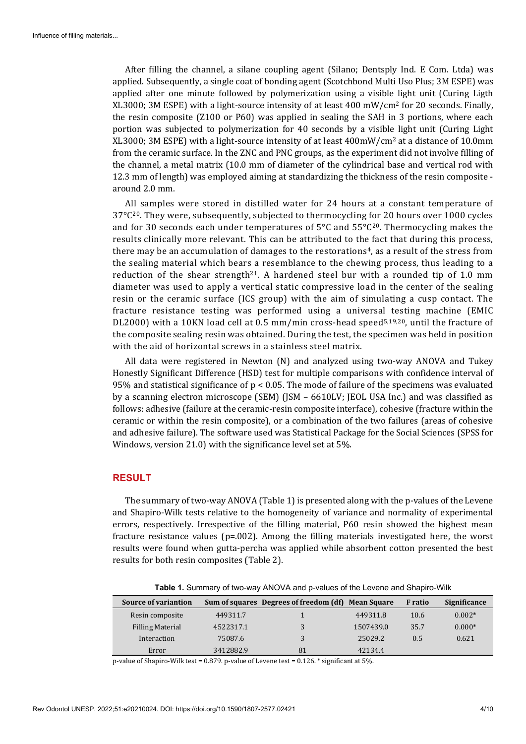After filling the channel, a silane coupling agent (Silano; Dentsply Ind. E Com. Ltda) was applied. Subsequently, a single coat of bonding agent (Scotchbond Multi Uso Plus; 3M ESPE) was applied after one minute followed by polymerization using a visible light unit (Curing Ligth XL3000; 3M ESPE) with a light-source intensity of at least 400 mW/cm$^2$ for 20 seconds. Finally, the resin composite (Z100 or P60) was applied in sealing the SAH in 3 portions, where each portion was subjected to polymerization for 40 seconds by a visible light unit (Curing Light XL3000; 3M ESPE) with a light-source intensity of at least 400mW/cm$^2$ at a distance of 10.0mm from the ceramic surface. In the ZNC and PNC groups, as the experiment did not involve filling of the channel, a metal matrix (10.0 mm of diameter of the cylindrical base and vertical rod with 12.3 mm of length) was employed aiming at standardizing the thickness of the resin composite - around 2.0 mm.

All samples were stored in distilled water for 24 hours at a constant temperature of 37°C[20]. They were, subsequently, subjected to thermocycling for 20 hours over 1000 cycles and for 30 seconds each under temperatures of 5°C and 55°C[20]. Thermocycling makes the results clinically more relevant. This can be attributed to the fact that during this process, there may be an accumulation of damages to the restorations[4], as a result of the stress from the sealing material which bears a resemblance to the chewing process, thus leading to a reduction of the shear strength[21]. A hardened steel bur with a rounded tip of 1.0 mm diameter was used to apply a vertical static compressive load in the center of the sealing resin or the ceramic surface (ICS group) with the aim of simulating a cusp contact. The fracture resistance testing was performed using a universal testing machine (EMIC DL2000) with a 10KN load cell at 0.5 mm/min cross-head speed[5,19,20], until the fracture of the composite sealing resin was obtained. During the test, the specimen was held in position with the aid of horizontal screws in a stainless steel matrix.

All data were registered in Newton (N) and analyzed using two-way ANOVA and Tukey Honestly Significant Difference (HSD) test for multiple comparisons with confidence interval of 95% and statistical significance of $p < 0.05$. The mode of failure of the specimens was evaluated by a scanning electron microscope (SEM) (JSM – 6610LV; JEOL USA Inc.) and was classified as follows: adhesive (failure at the ceramic-resin composite interface), cohesive (fracture within the ceramic or within the resin composite), or a combination of the two failures (areas of cohesive and adhesive failure). The software used was Statistical Package for the Social Sciences (SPSS for Windows, version 21.0) with the significance level set at 5%.

## RESULT

The summary of two-way ANOVA (Table 1) is presented along with the p-values of the Levene and Shapiro-Wilk tests relative to the homogeneity of variance and normality of experimental errors, respectively. Irrespective of the filling material, P60 resin showed the highest mean fracture resistance values (p=.002). Among the filling materials investigated here, the worst results were found when gutta-percha was applied while absorbent cotton presented the best results for both resin composites (Table 2).

**Table 1.** Summary of two-way ANOVA and p-values of the Levene and Shapiro-Wilk

| Source of variantion | Sum of squares | Degrees of freedom (df) | Mean Square | F ratio | Significance |
|---|---|---|---|---|---|
| Resin composite | 449311.7 | 1 | 449311.8 | 10.6 | 0.002* |
| Filling Material | 4522317.1 | 3 | 1507439.0 | 35.7 | 0.000* |
| Interaction | 75087.6 | 3 | 25029.2 | 0.5 | 0.621 |
| Error | 3412882.9 | 81 | 42134.4 | | |

p-value of Shapiro-Wilk test = 0.879. p-value of Levene test = 0.126. * significant at 5%.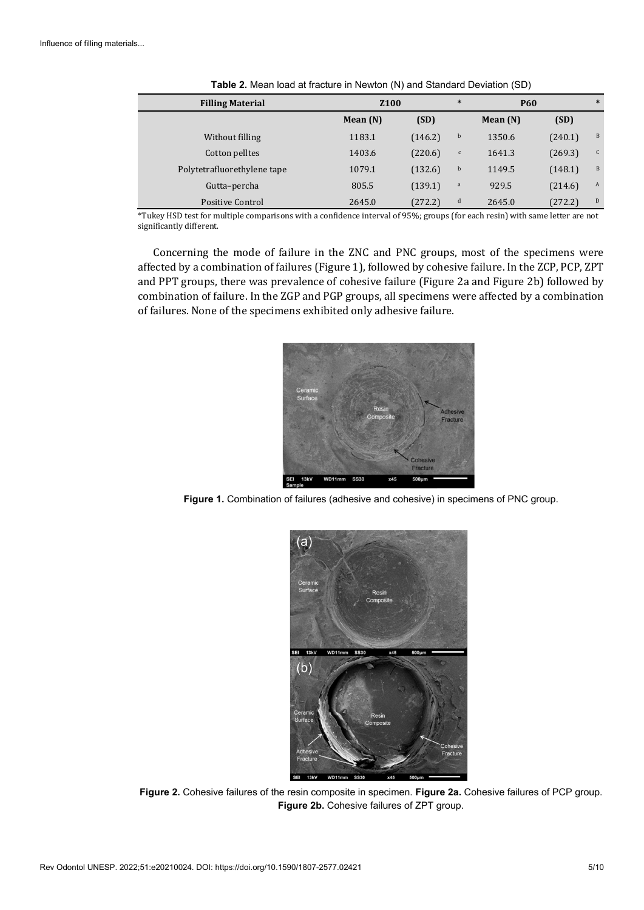**Table 2.** Mean load at fracture in Newton (N) and Standard Deviation (SD)

| Filling Material | Z100 | | * | P60 | | * |
|---|---|---|---|---|---|---|
| | Mean (N) | (SD) | | Mean (N) | (SD) | |
| Without filling | 1183.1 | (146.2) | b | 1350.6 | (240.1) | B |
| Cotton pelltes | 1403.6 | (220.6) | c | 1641.3 | (269.3) | C |
| Polytetrafluorethylene tape | 1079.1 | (132.6) | b | 1149.5 | (148.1) | B |
| Gutta–percha | 805.5 | (139.1) | a | 929.5 | (214.6) | A |
| Positive Control | 2645.0 | (272.2) | d | 2645.0 | (272.2) | D |

*Tukey HSD test for multiple comparisons with a confidence interval of 95%; groups (for each resin) with same letter are not significantly different.

Concerning the mode of failure in the ZNC and PNC groups, most of the specimens were affected by a combination of failures (Figure 1), followed by cohesive failure. In the ZCP, PCP, ZPT and PPT groups, there was prevalence of cohesive failure (Figure 2a and Figure 2b) followed by combination of failure. In the ZGP and PGP groups, all specimens were affected by a combination of failures. None of the specimens exhibited only adhesive failure.

**Figure 1.** Combination of failures (adhesive and cohesive) in specimens of PNC group.

**Figure 2.** Cohesive failures of the resin composite in specimen. **Figure 2a.** Cohesive failures of PCP group. **Figure 2b.** Cohesive failures of ZPT group.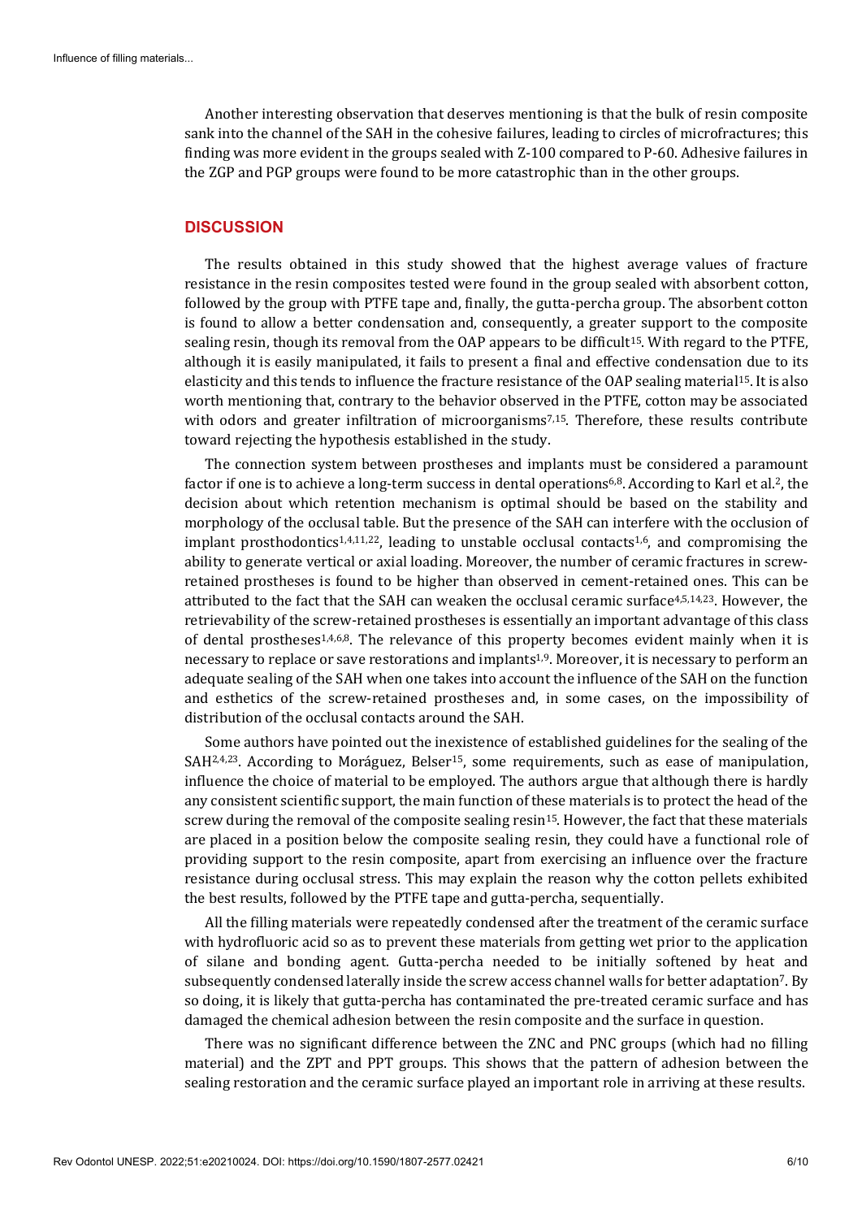Another interesting observation that deserves mentioning is that the bulk of resin composite sank into the channel of the SAH in the cohesive failures, leading to circles of microfractures; this finding was more evident in the groups sealed with Z-100 compared to P-60. Adhesive failures in the ZGP and PGP groups were found to be more catastrophic than in the other groups.

## DISCUSSION

The results obtained in this study showed that the highest average values of fracture resistance in the resin composites tested were found in the group sealed with absorbent cotton, followed by the group with PTFE tape and, finally, the gutta-percha group. The absorbent cotton is found to allow a better condensation and, consequently, a greater support to the composite sealing resin, though its removal from the OAP appears to be difficult[15]. With regard to the PTFE, although it is easily manipulated, it fails to present a final and effective condensation due to its elasticity and this tends to influence the fracture resistance of the OAP sealing material[15]. It is also worth mentioning that, contrary to the behavior observed in the PTFE, cotton may be associated with odors and greater infiltration of microorganisms[7,15]. Therefore, these results contribute toward rejecting the hypothesis established in the study.

The connection system between prostheses and implants must be considered a paramount factor if one is to achieve a long-term success in dental operations[6,8]. According to Karl et al.[2], the decision about which retention mechanism is optimal should be based on the stability and morphology of the occlusal table. But the presence of the SAH can interfere with the occlusion of implant prosthodontics[1,4,11,22], leading to unstable occlusal contacts[1,6], and compromising the ability to generate vertical or axial loading. Moreover, the number of ceramic fractures in screw-retained prostheses is found to be higher than observed in cement-retained ones. This can be attributed to the fact that the SAH can weaken the occlusal ceramic surface[4,5,14,23]. However, the retrievability of the screw-retained prostheses is essentially an important advantage of this class of dental prostheses[1,4,6,8]. The relevance of this property becomes evident mainly when it is necessary to replace or save restorations and implants[1,9]. Moreover, it is necessary to perform an adequate sealing of the SAH when one takes into account the influence of the SAH on the function and esthetics of the screw-retained prostheses and, in some cases, on the impossibility of distribution of the occlusal contacts around the SAH.

Some authors have pointed out the inexistence of established guidelines for the sealing of the SAH[2,4,23]. According to Moráguez, Belser[15], some requirements, such as ease of manipulation, influence the choice of material to be employed. The authors argue that although there is hardly any consistent scientific support, the main function of these materials is to protect the head of the screw during the removal of the composite sealing resin[15]. However, the fact that these materials are placed in a position below the composite sealing resin, they could have a functional role of providing support to the resin composite, apart from exercising an influence over the fracture resistance during occlusal stress. This may explain the reason why the cotton pellets exhibited the best results, followed by the PTFE tape and gutta-percha, sequentially.

All the filling materials were repeatedly condensed after the treatment of the ceramic surface with hydrofluoric acid so as to prevent these materials from getting wet prior to the application of silane and bonding agent. Gutta-percha needed to be initially softened by heat and subsequently condensed laterally inside the screw access channel walls for better adaptation[7]. By so doing, it is likely that gutta-percha has contaminated the pre-treated ceramic surface and has damaged the chemical adhesion between the resin composite and the surface in question.

There was no significant difference between the ZNC and PNC groups (which had no filling material) and the ZPT and PPT groups. This shows that the pattern of adhesion between the sealing restoration and the ceramic surface played an important role in arriving at these results.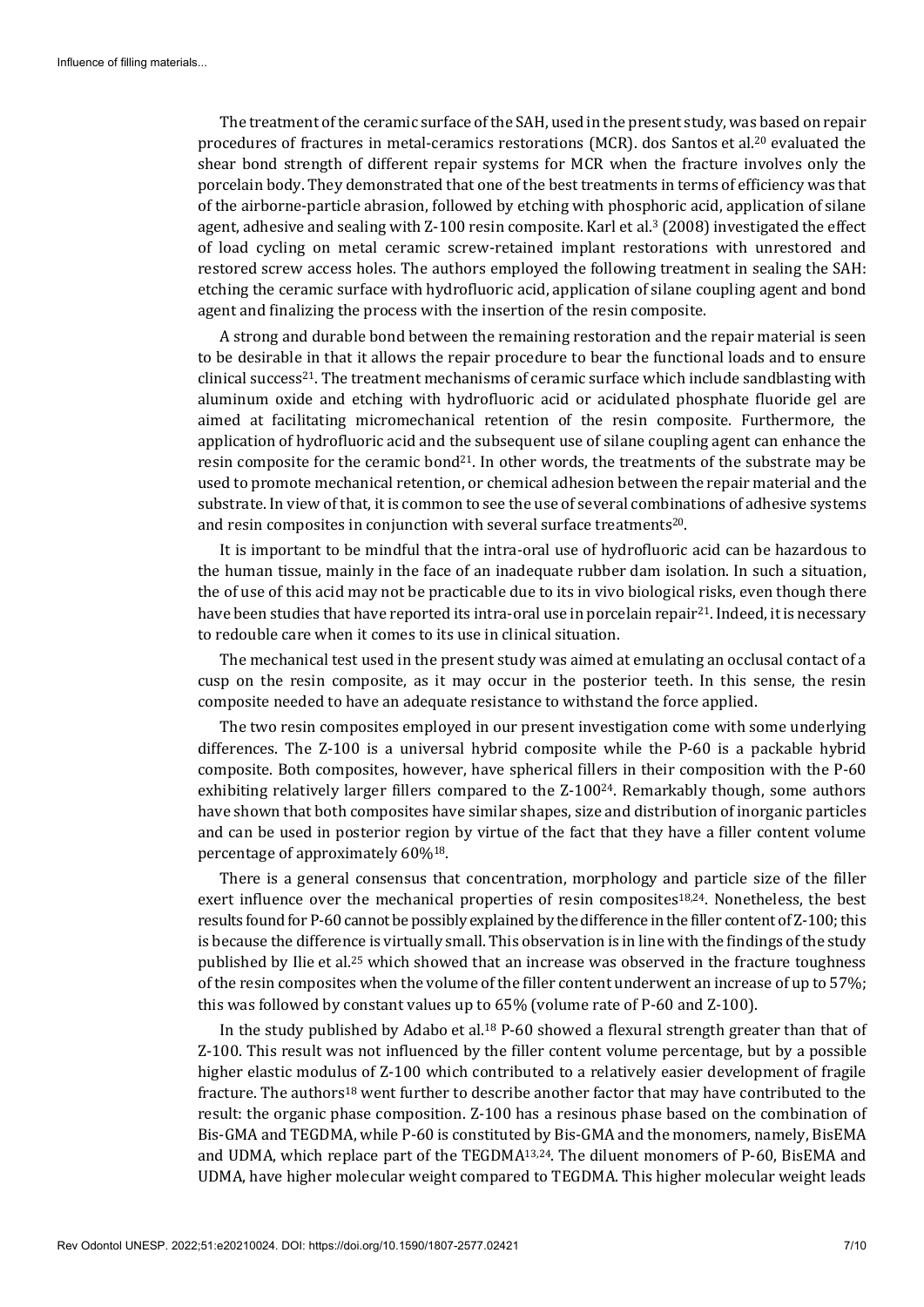The treatment of the ceramic surface of the SAH, used in the present study, was based on repair procedures of fractures in metal-ceramics restorations (MCR). dos Santos et al.[20] evaluated the shear bond strength of different repair systems for MCR when the fracture involves only the porcelain body. They demonstrated that one of the best treatments in terms of efficiency was that of the airborne-particle abrasion, followed by etching with phosphoric acid, application of silane agent, adhesive and sealing with Z-100 resin composite. Karl et al.[3] (2008) investigated the effect of load cycling on metal ceramic screw-retained implant restorations with unrestored and restored screw access holes. The authors employed the following treatment in sealing the SAH: etching the ceramic surface with hydrofluoric acid, application of silane coupling agent and bond agent and finalizing the process with the insertion of the resin composite.

A strong and durable bond between the remaining restoration and the repair material is seen to be desirable in that it allows the repair procedure to bear the functional loads and to ensure clinical success[21]. The treatment mechanisms of ceramic surface which include sandblasting with aluminum oxide and etching with hydrofluoric acid or acidulated phosphate fluoride gel are aimed at facilitating micromechanical retention of the resin composite. Furthermore, the application of hydrofluoric acid and the subsequent use of silane coupling agent can enhance the resin composite for the ceramic bond[21]. In other words, the treatments of the substrate may be used to promote mechanical retention, or chemical adhesion between the repair material and the substrate. In view of that, it is common to see the use of several combinations of adhesive systems and resin composites in conjunction with several surface treatments[20].

It is important to be mindful that the intra-oral use of hydrofluoric acid can be hazardous to the human tissue, mainly in the face of an inadequate rubber dam isolation. In such a situation, the of use of this acid may not be practicable due to its in vivo biological risks, even though there have been studies that have reported its intra-oral use in porcelain repair[21]. Indeed, it is necessary to redouble care when it comes to its use in clinical situation.

The mechanical test used in the present study was aimed at emulating an occlusal contact of a cusp on the resin composite, as it may occur in the posterior teeth. In this sense, the resin composite needed to have an adequate resistance to withstand the force applied.

The two resin composites employed in our present investigation come with some underlying differences. The Z-100 is a universal hybrid composite while the P-60 is a packable hybrid composite. Both composites, however, have spherical fillers in their composition with the P-60 exhibiting relatively larger fillers compared to the Z-100[24]. Remarkably though, some authors have shown that both composites have similar shapes, size and distribution of inorganic particles and can be used in posterior region by virtue of the fact that they have a filler content volume percentage of approximately 60%[18].

There is a general consensus that concentration, morphology and particle size of the filler exert influence over the mechanical properties of resin composites[18,24]. Nonetheless, the best results found for P-60 cannot be possibly explained by the difference in the filler content of Z-100; this is because the difference is virtually small. This observation is in line with the findings of the study published by Ilie et al.[25] which showed that an increase was observed in the fracture toughness of the resin composites when the volume of the filler content underwent an increase of up to 57%; this was followed by constant values up to 65% (volume rate of P-60 and Z-100).

In the study published by Adabo et al.[18] P-60 showed a flexural strength greater than that of Z-100. This result was not influenced by the filler content volume percentage, but by a possible higher elastic modulus of Z-100 which contributed to a relatively easier development of fragile fracture. The authors[18] went further to describe another factor that may have contributed to the result: the organic phase composition. Z-100 has a resinous phase based on the combination of Bis-GMA and TEGDMA, while P-60 is constituted by Bis-GMA and the monomers, namely, BisEMA and UDMA, which replace part of the TEGDMA[13,24]. The diluent monomers of P-60, BisEMA and UDMA, have higher molecular weight compared to TEGDMA. This higher molecular weight leads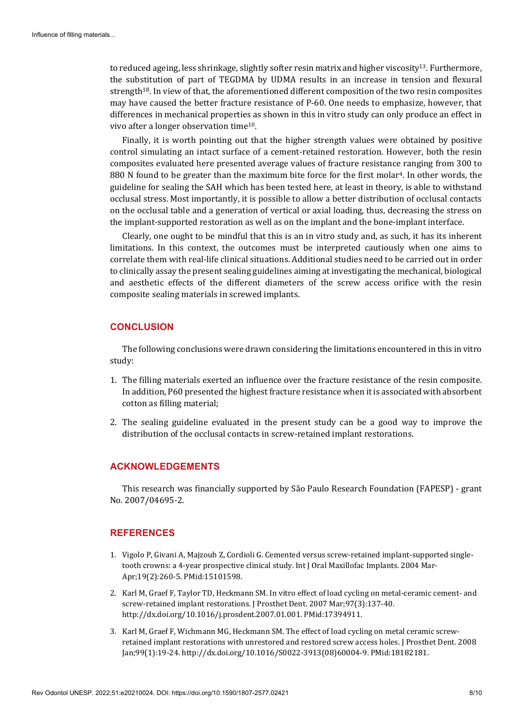to reduced ageing, less shrinkage, slightly softer resin matrix and higher viscosity[13]. Furthermore, the substitution of part of TEGDMA by UDMA results in an increase in tension and flexural strength[18]. In view of that, the aforementioned different composition of the two resin composites may have caused the better fracture resistance of P-60. One needs to emphasize, however, that differences in mechanical properties as shown in this in vitro study can only produce an effect in vivo after a longer observation time[10].

Finally, it is worth pointing out that the higher strength values were obtained by positive control simulating an intact surface of a cement-retained restoration. However, both the resin composites evaluated here presented average values of fracture resistance ranging from 300 to 880 N found to be greater than the maximum bite force for the first molar[4]. In other words, the guideline for sealing the SAH which has been tested here, at least in theory, is able to withstand occlusal stress. Most importantly, it is possible to allow a better distribution of occlusal contacts on the occlusal table and a generation of vertical or axial loading, thus, decreasing the stress on the implant-supported restoration as well as on the implant and the bone-implant interface.

Clearly, one ought to be mindful that this is an in vitro study and, as such, it has its inherent limitations. In this context, the outcomes must be interpreted cautiously when one aims to correlate them with real-life clinical situations. Additional studies need to be carried out in order to clinically assay the present sealing guidelines aiming at investigating the mechanical, biological and aesthetic effects of the different diameters of the screw access orifice with the resin composite sealing materials in screwed implants.

## CONCLUSION

The following conclusions were drawn considering the limitations encountered in this in vitro study:

1. The filling materials exerted an influence over the fracture resistance of the resin composite. In addition, P60 presented the highest fracture resistance when it is associated with absorbent cotton as filling material;

2. The sealing guideline evaluated in the present study can be a good way to improve the distribution of the occlusal contacts in screw-retained implant restorations.

## ACKNOWLEDGEMENTS

This research was financially supported by São Paulo Research Foundation (FAPESP) - grant No. 2007/04695-2.

## REFERENCES

1. Vigolo P, Givani A, Majzoub Z, Cordioli G. Cemented versus screw-retained implant-supported single-tooth crowns: a 4-year prospective clinical study. Int J Oral Maxillofac Implants. 2004 Mar-Apr;19(2):260-5. PMid:15101598.

2. Karl M, Graef F, Taylor TD, Heckmann SM. In vitro effect of load cycling on metal-ceramic cement- and screw-retained implant restorations. J Prosthet Dent. 2007 Mar;97(3):137-40. http://dx.doi.org/10.1016/j.prosdent.2007.01.001. PMid:17394911.

3. Karl M, Graef F, Wichmann MG, Heckmann SM. The effect of load cycling on metal ceramic screw-retained implant restorations with unrestored and restored screw access holes. J Prosthet Dent. 2008 Jan;99(1):19-24. http://dx.doi.org/10.1016/S0022-3913(08)60004-9. PMid:18182181.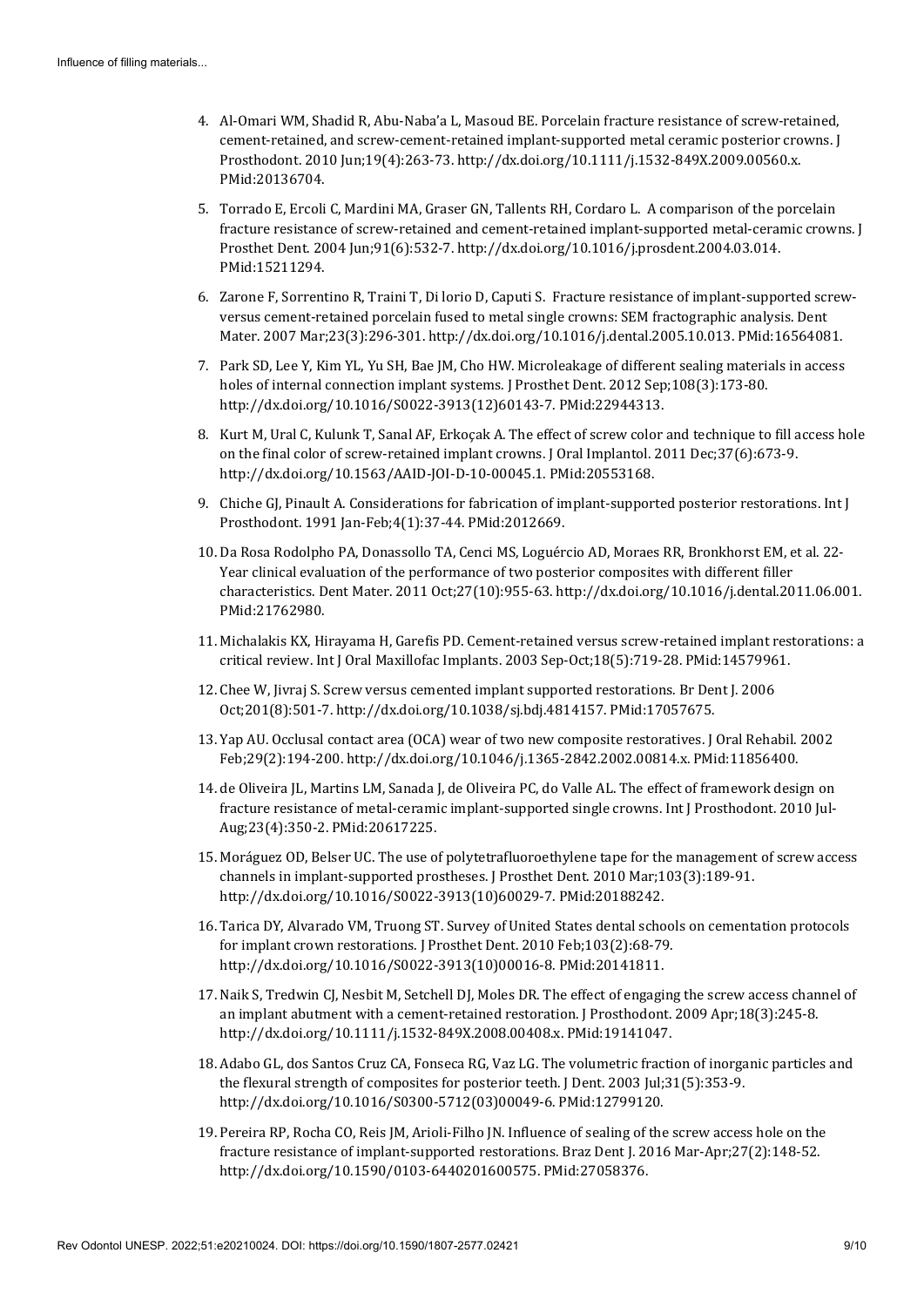4. Al-Omari WM, Shadid R, Abu-Naba'a L, Masoud BE. Porcelain fracture resistance of screw-retained, cement-retained, and screw-cement-retained implant-supported metal ceramic posterior crowns. J Prosthodont. 2010 Jun;19(4):263-73. http://dx.doi.org/10.1111/j.1532-849X.2009.00560.x. PMid:20136704.
5. Torrado E, Ercoli C, Mardini MA, Graser GN, Tallents RH, Cordaro L. A comparison of the porcelain fracture resistance of screw-retained and cement-retained implant-supported metal-ceramic crowns. J Prosthet Dent. 2004 Jun;91(6):532-7. http://dx.doi.org/10.1016/j.prosdent.2004.03.014. PMid:15211294.
6. Zarone F, Sorrentino R, Traini T, Di lorio D, Caputi S. Fracture resistance of implant-supported screw-versus cement-retained porcelain fused to metal single crowns: SEM fractographic analysis. Dent Mater. 2007 Mar;23(3):296-301. http://dx.doi.org/10.1016/j.dental.2005.10.013. PMid:16564081.
7. Park SD, Lee Y, Kim YL, Yu SH, Bae JM, Cho HW. Microleakage of different sealing materials in access holes of internal connection implant systems. J Prosthet Dent. 2012 Sep;108(3):173-80. http://dx.doi.org/10.1016/S0022-3913(12)60143-7. PMid:22944313.
8. Kurt M, Ural C, Kulunk T, Sanal AF, Erkoçak A. The effect of screw color and technique to fill access hole on the final color of screw-retained implant crowns. J Oral Implantol. 2011 Dec;37(6):673-9. http://dx.doi.org/10.1563/AAID-JOI-D-10-00045.1. PMid:20553168.
9. Chiche GJ, Pinault A. Considerations for fabrication of implant-supported posterior restorations. Int J Prosthodont. 1991 Jan-Feb;4(1):37-44. PMid:2012669.
10. Da Rosa Rodolpho PA, Donassollo TA, Cenci MS, Loguércio AD, Moraes RR, Bronkhorst EM, et al. 22-Year clinical evaluation of the performance of two posterior composites with different filler characteristics. Dent Mater. 2011 Oct;27(10):955-63. http://dx.doi.org/10.1016/j.dental.2011.06.001. PMid:21762980.
11. Michalakis KX, Hirayama H, Garefis PD. Cement-retained versus screw-retained implant restorations: a critical review. Int J Oral Maxillofac Implants. 2003 Sep-Oct;18(5):719-28. PMid:14579961.
12. Chee W, Jivraj S. Screw versus cemented implant supported restorations. Br Dent J. 2006 Oct;201(8):501-7. http://dx.doi.org/10.1038/sj.bdj.4814157. PMid:17057675.
13. Yap AU. Occlusal contact area (OCA) wear of two new composite restoratives. J Oral Rehabil. 2002 Feb;29(2):194-200. http://dx.doi.org/10.1046/j.1365-2842.2002.00814.x. PMid:11856400.
14. de Oliveira JL, Martins LM, Sanada J, de Oliveira PC, do Valle AL. The effect of framework design on fracture resistance of metal-ceramic implant-supported single crowns. Int J Prosthodont. 2010 Jul-Aug;23(4):350-2. PMid:20617225.
15. Moráguez OD, Belser UC. The use of polytetrafluoroethylene tape for the management of screw access channels in implant-supported prostheses. J Prosthet Dent. 2010 Mar;103(3):189-91. http://dx.doi.org/10.1016/S0022-3913(10)60029-7. PMid:20188242.
16. Tarica DY, Alvarado VM, Truong ST. Survey of United States dental schools on cementation protocols for implant crown restorations. J Prosthet Dent. 2010 Feb;103(2):68-79. http://dx.doi.org/10.1016/S0022-3913(10)00016-8. PMid:20141811.
17. Naik S, Tredwin CJ, Nesbit M, Setchell DJ, Moles DR. The effect of engaging the screw access channel of an implant abutment with a cement-retained restoration. J Prosthodont. 2009 Apr;18(3):245-8. http://dx.doi.org/10.1111/j.1532-849X.2008.00408.x. PMid:19141047.
18. Adabo GL, dos Santos Cruz CA, Fonseca RG, Vaz LG. The volumetric fraction of inorganic particles and the flexural strength of composites for posterior teeth. J Dent. 2003 Jul;31(5):353-9. http://dx.doi.org/10.1016/S0300-5712(03)00049-6. PMid:12799120.
19. Pereira RP, Rocha CO, Reis JM, Arioli-Filho JN. Influence of sealing of the screw access hole on the fracture resistance of implant-supported restorations. Braz Dent J. 2016 Mar-Apr;27(2):148-52. http://dx.doi.org/10.1590/0103-6440201600575. PMid:27058376.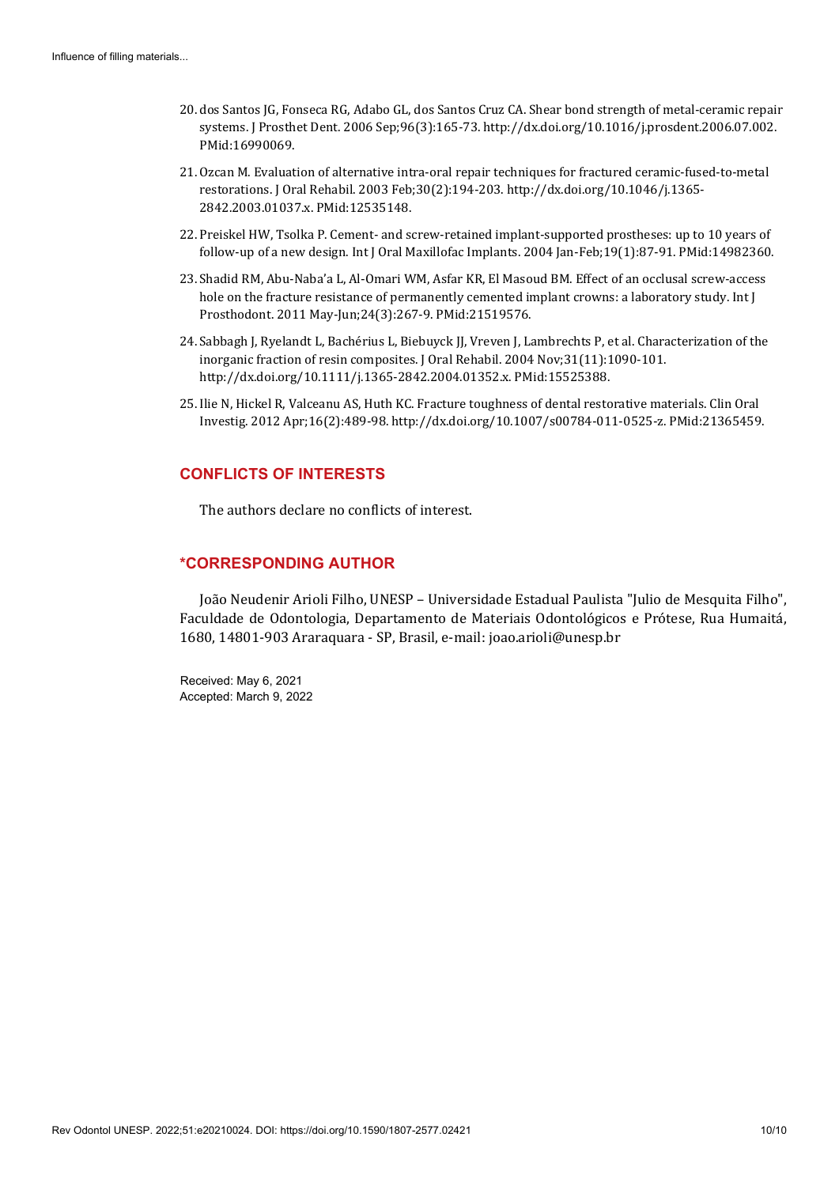20. dos Santos JG, Fonseca RG, Adabo GL, dos Santos Cruz CA. Shear bond strength of metal-ceramic repair systems. J Prosthet Dent. 2006 Sep;96(3):165-73. http://dx.doi.org/10.1016/j.prosdent.2006.07.002. PMid:16990069.
21. Ozcan M. Evaluation of alternative intra-oral repair techniques for fractured ceramic-fused-to-metal restorations. J Oral Rehabil. 2003 Feb;30(2):194-203. http://dx.doi.org/10.1046/j.1365-2842.2003.01037.x. PMid:12535148.
22. Preiskel HW, Tsolka P. Cement- and screw-retained implant-supported prostheses: up to 10 years of follow-up of a new design. Int J Oral Maxillofac Implants. 2004 Jan-Feb;19(1):87-91. PMid:14982360.
23. Shadid RM, Abu-Naba'a L, Al-Omari WM, Asfar KR, El Masoud BM. Effect of an occlusal screw-access hole on the fracture resistance of permanently cemented implant crowns: a laboratory study. Int J Prosthodont. 2011 May-Jun;24(3):267-9. PMid:21519576.
24. Sabbagh J, Ryelandt L, Bachérius L, Biebuyck JJ, Vreven J, Lambrechts P, et al. Characterization of the inorganic fraction of resin composites. J Oral Rehabil. 2004 Nov;31(11):1090-101. http://dx.doi.org/10.1111/j.1365-2842.2004.01352.x. PMid:15525388.
25. Ilie N, Hickel R, Valceanu AS, Huth KC. Fracture toughness of dental restorative materials. Clin Oral Investig. 2012 Apr;16(2):489-98. http://dx.doi.org/10.1007/s00784-011-0525-z. PMid:21365459.

## CONFLICTS OF INTERESTS

The authors declare no conflicts of interest.

## *CORRESPONDING AUTHOR

João Neudenir Arioli Filho, UNESP – Universidade Estadual Paulista "Julio de Mesquita Filho", Faculdade de Odontologia, Departamento de Materiais Odontológicos e Prótese, Rua Humaitá, 1680, 14801-903 Araraquara - SP, Brasil, e-mail: joao.arioli@unesp.br

Received: May 6, 2021
Accepted: March 9, 2022